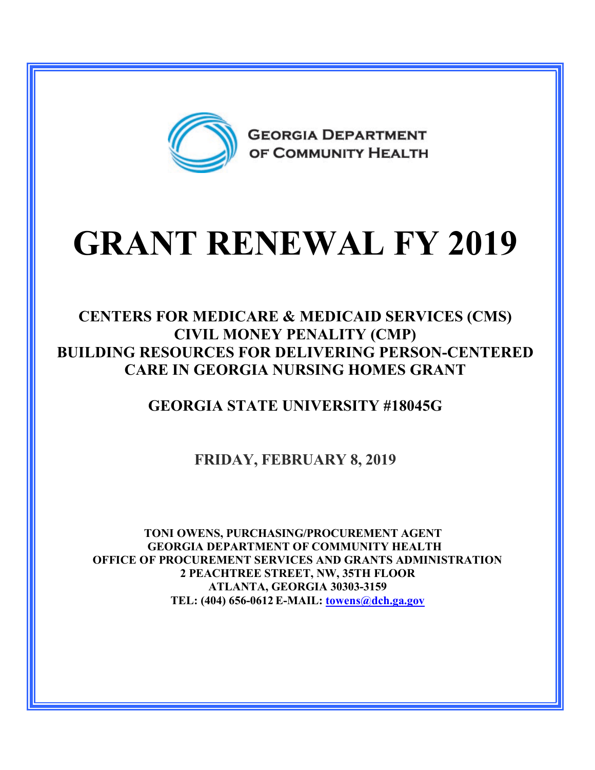GEORGIA DEPARTMENT OF COMMUNITY HEALTH

# GRANT RENEWAL FY 2019

## CENTERS FOR MEDICARE & MEDICAID SERVICES (CMS) CIVIL MONEY PENALITY (CMP) BUILDING RESOURCES FOR DELIVERING PERSON-CENTERED CARE IN GEORGIA NURSING HOMES GRANT

## GEORGIA STATE UNIVERSITY #18045G

**FRIDAY, FEBRUARY 8, 2019**

**TONI OWENS, PURCHASING/PROCUREMENT AGENT**
**GEORGIA DEPARTMENT OF COMMUNITY HEALTH**
**OFFICE OF PROCUREMENT SERVICES AND GRANTS ADMINISTRATION**
**2 PEACHTREE STREET, NW, 35TH FLOOR**
**ATLANTA, GEORGIA 30303-3159**
**TEL: (404) 656-0612 E-MAIL: towens@dch.ga.gov**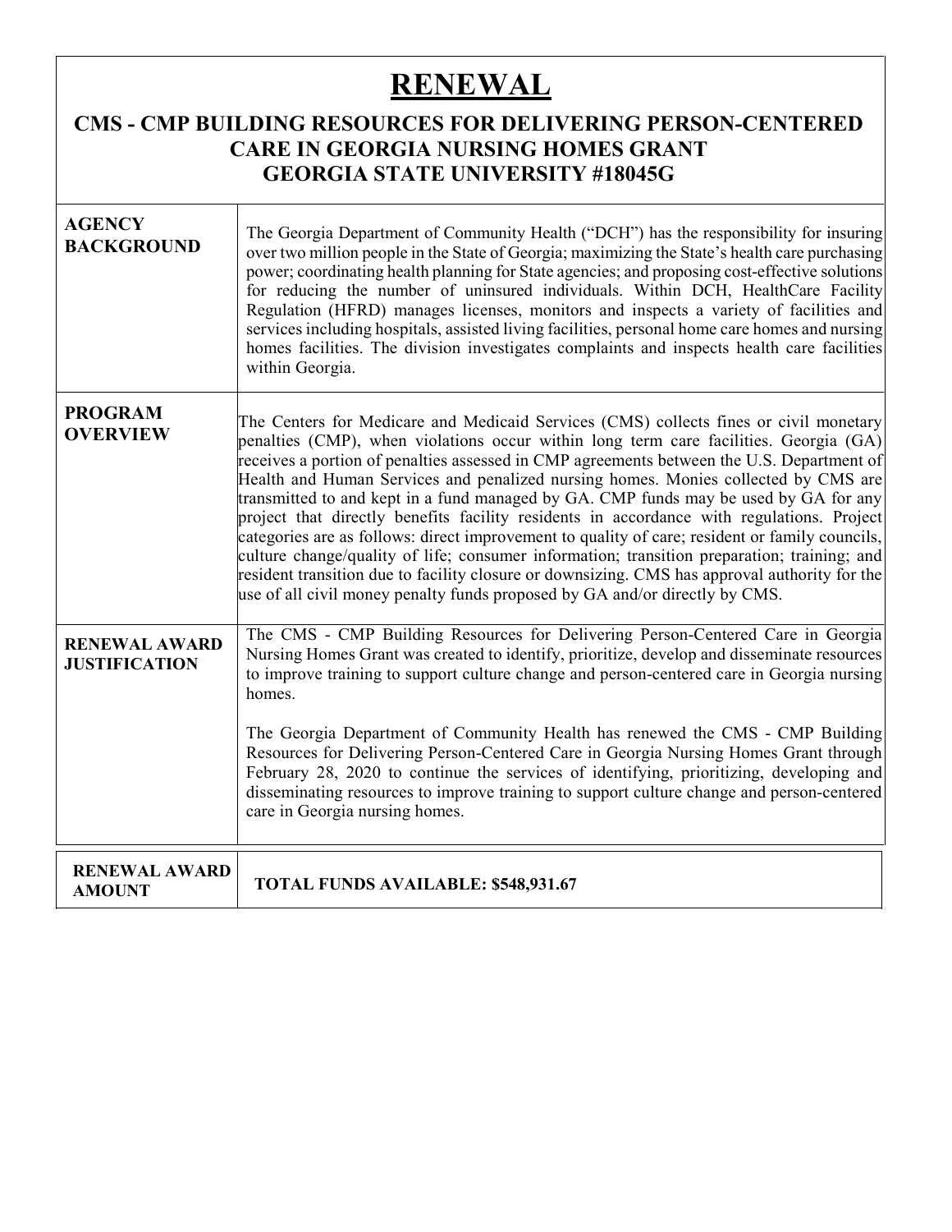# RENEWAL

## CMS - CMP BUILDING RESOURCES FOR DELIVERING PERSON-CENTERED CARE IN GEORGIA NURSING HOMES GRANT GEORGIA STATE UNIVERSITY #18045G

| | |
|---|---|
| **AGENCY BACKGROUND** | The Georgia Department of Community Health ("DCH") has the responsibility for insuring over two million people in the State of Georgia; maximizing the State's health care purchasing power; coordinating health planning for State agencies; and proposing cost-effective solutions for reducing the number of uninsured individuals. Within DCH, HealthCare Facility Regulation (HFRD) manages licenses, monitors and inspects a variety of facilities and services including hospitals, assisted living facilities, personal home care homes and nursing homes facilities. The division investigates complaints and inspects health care facilities within Georgia. |
| **PROGRAM OVERVIEW** | The Centers for Medicare and Medicaid Services (CMS) collects fines or civil monetary penalties (CMP), when violations occur within long term care facilities. Georgia (GA) receives a portion of penalties assessed in CMP agreements between the U.S. Department of Health and Human Services and penalized nursing homes. Monies collected by CMS are transmitted to and kept in a fund managed by GA. CMP funds may be used by GA for any project that directly benefits facility residents in accordance with regulations. Project categories are as follows: direct improvement to quality of care; resident or family councils, culture change/quality of life; consumer information; transition preparation; training; and resident transition due to facility closure or downsizing. CMS has approval authority for the use of all civil money penalty funds proposed by GA and/or directly by CMS. |
| **RENEWAL AWARD JUSTIFICATION** | The CMS - CMP Building Resources for Delivering Person-Centered Care in Georgia Nursing Homes Grant was created to identify, prioritize, develop and disseminate resources to improve training to support culture change and person-centered care in Georgia nursing homes.<br><br>The Georgia Department of Community Health has renewed the CMS - CMP Building Resources for Delivering Person-Centered Care in Georgia Nursing Homes Grant through February 28, 2020 to continue the services of identifying, prioritizing, developing and disseminating resources to improve training to support culture change and person-centered care in Georgia nursing homes. |
| **RENEWAL AWARD AMOUNT** | **TOTAL FUNDS AVAILABLE: $548,931.67** |